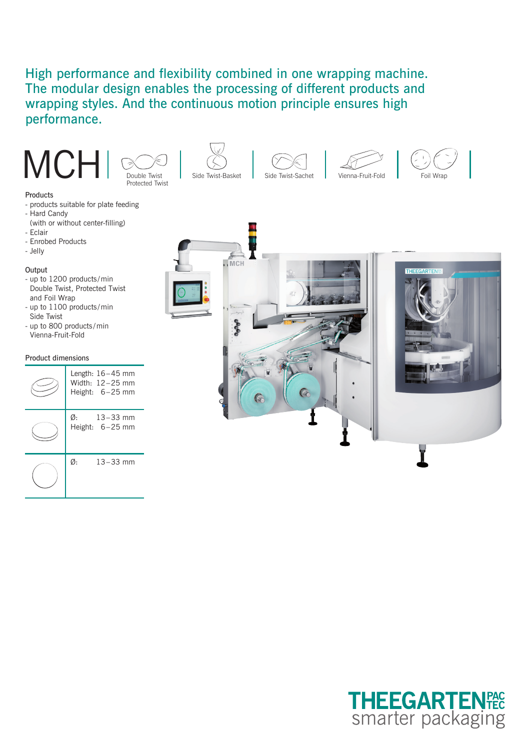High performance and flexibility combined in one wrapping machine. The modular design enables the processing of different products and wrapping styles. And the continuous motion principle ensures high performance.

# MCH

Double Twist Protected Twist | Side Twist-Basket | Side Twist-Sachet | Vienna-Fruit-Fold | Foil Wrap

### Products

- products suitable for plate feeding
- Hard Candy (with or without center-filling)
- Eclair
- Enrobed Products
- Jelly

### Output

- up to 1200 products/min Double Twist, Protected Twist and Foil Wrap
- up to 1100 products/min Side Twist
- up to 800 products/min Vienna-Fruit-Fold

### Product dimensions

| | |
|---|---|
| | Length: 16–45 mm<br>Width: 12–25 mm<br>Height: 6–25 mm |
| | Ø: 13–33 mm<br>Height: 6–25 mm |
| | Ø: 13–33 mm |

THEEGARTEN PACTEC
smarter packaging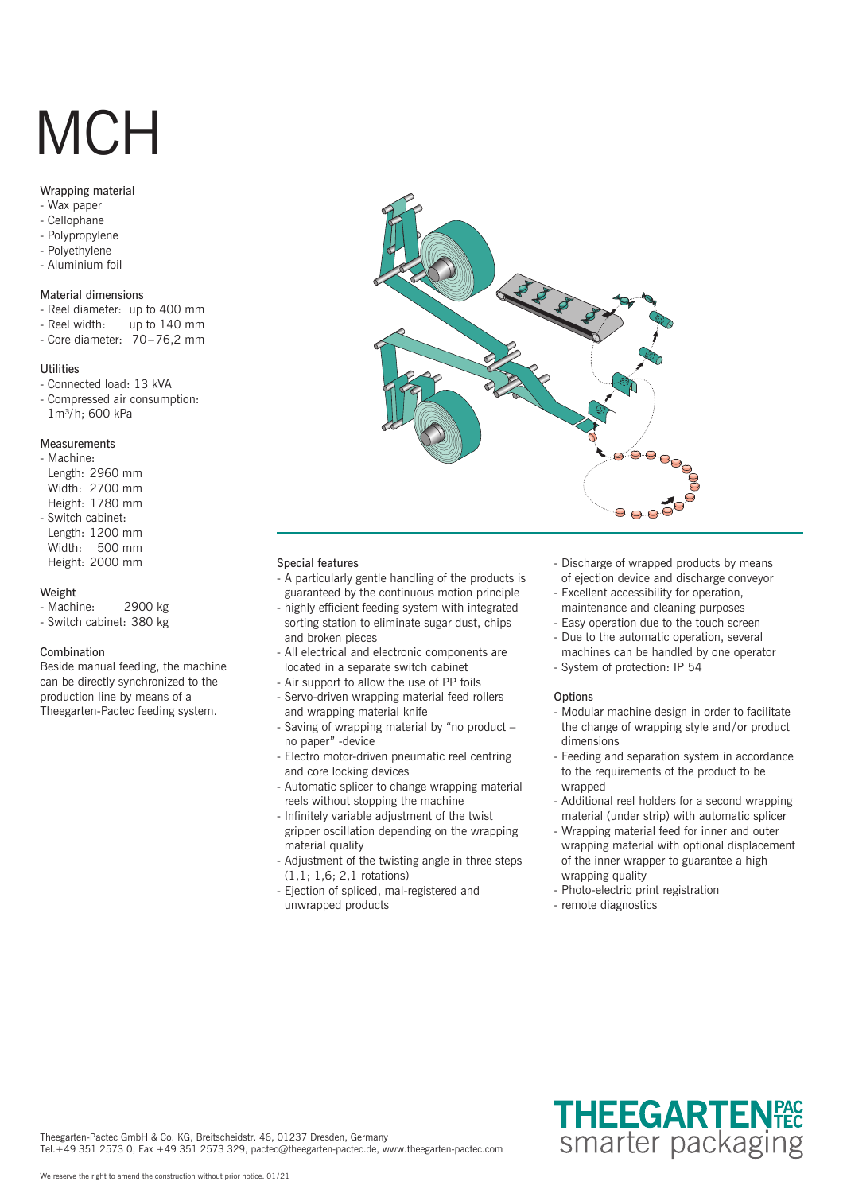# MCH

## Wrapping material

- Wax paper
- Cellophane
- Polypropylene
- Polyethylene
- Aluminium foil

## Material dimensions

- Reel diameter: up to 400 mm
- Reel width: up to 140 mm
- Core diameter: 70 – 76,2 mm

## Utilities

- Connected load: 13 kVA
- Compressed air consumption: 1m$^3$/h; 600 kPa

## Measurements

- Machine:
  Length: 2960 mm
  Width: 2700 mm
  Height: 1780 mm
- Switch cabinet:
  Length: 1200 mm
  Width: 500 mm
  Height: 2000 mm

## Weight

- Machine: 2900 kg
- Switch cabinet: 380 kg

## Combination

Beside manual feeding, the machine can be directly synchronized to the production line by means of a Theegarten-Pactec feeding system.

## Special features

- A particularly gentle handling of the products is guaranteed by the continuous motion principle
- highly efficient feeding system with integrated sorting station to eliminate sugar dust, chips and broken pieces
- All electrical and electronic components are located in a separate switch cabinet
- Air support to allow the use of PP foils
- Servo-driven wrapping material feed rollers and wrapping material knife
- Saving of wrapping material by "no product – no paper" -device
- Electro motor-driven pneumatic reel centring and core locking devices
- Automatic splicer to change wrapping material reels without stopping the machine
- Infinitely variable adjustment of the twist gripper oscillation depending on the wrapping material quality
- Adjustment of the twisting angle in three steps (1,1; 1,6; 2,1 rotations)
- Ejection of spliced, mal-registered and unwrapped products
- Discharge of wrapped products by means of ejection device and discharge conveyor
- Excellent accessibility for operation, maintenance and cleaning purposes
- Easy operation due to the touch screen
- Due to the automatic operation, several machines can be handled by one operator
- System of protection: IP 54

## Options

- Modular machine design in order to facilitate the change of wrapping style and/or product dimensions
- Feeding and separation system in accordance to the requirements of the product to be wrapped
- Additional reel holders for a second wrapping material (under strip) with automatic splicer
- Wrapping material feed for inner and outer wrapping material with optional displacement of the inner wrapper to guarantee a high wrapping quality
- Photo-electric print registration
- remote diagnostics

Theegarten-Pactec GmbH & Co. KG, Breitscheidstr. 46, 01237 Dresden, Germany
Tel.+49 351 2573 0, Fax +49 351 2573 329, pactec@theegarten-pactec.de, www.theegarten-pactec.com

THEEGARTEN PACTEC smarter packaging

We reserve the right to amend the construction without prior notice. 01/21